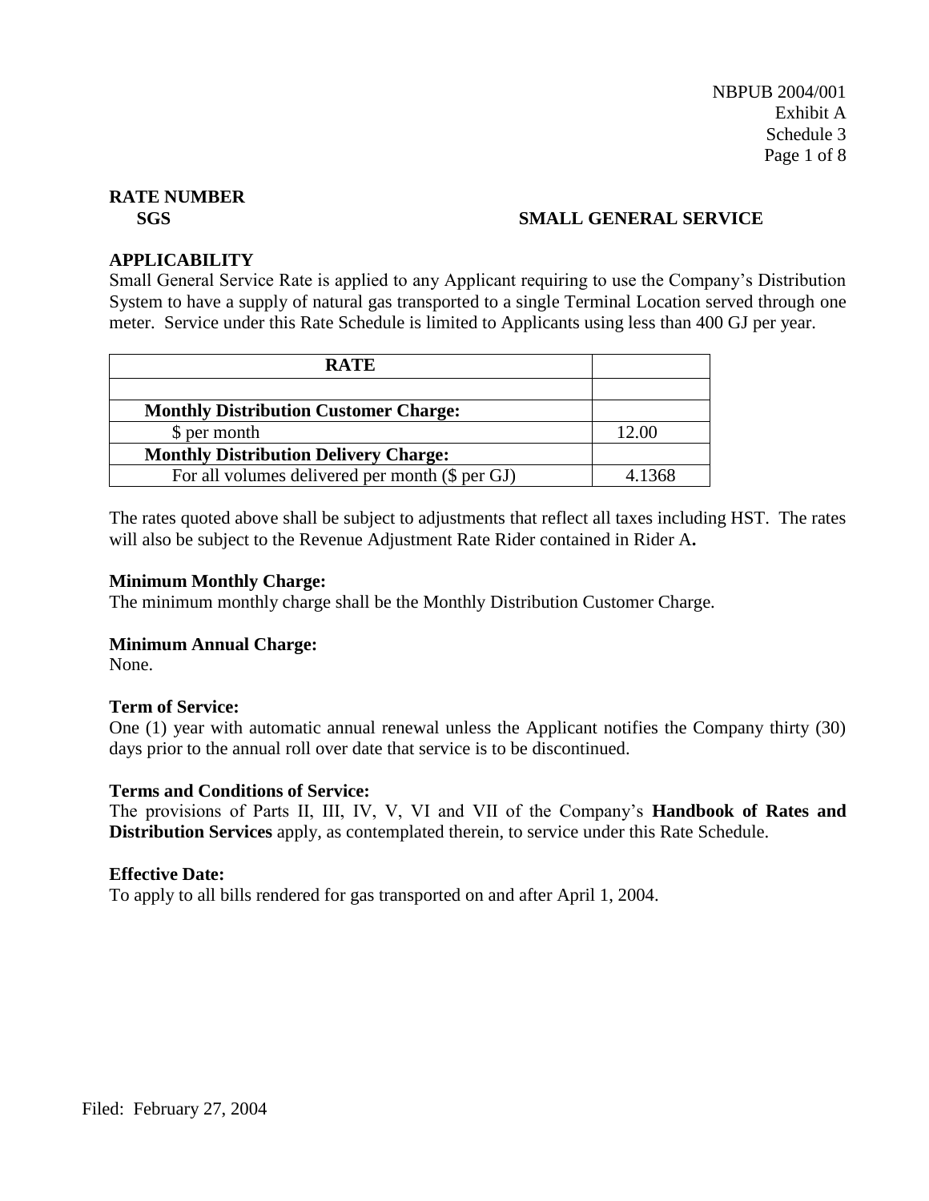NBPUB 2004/001
Exhibit A
Schedule 3

## RATE NUMBER

**SGS** **SMALL GENERAL SERVICE**

## APPLICABILITY

Small General Service Rate is applied to any Applicant requiring to use the Company's Distribution System to have a supply of natural gas transported to a single Terminal Location served through one meter. Service under this Rate Schedule is limited to Applicants using less than 400 GJ per year.

| **RATE** | |
|---|---|
| | |
| **Monthly Distribution Customer Charge:** | |
| $ per month | 12.00 |
| **Monthly Distribution Delivery Charge:** | |
| For all volumes delivered per month ($ per GJ) | 4.1368 |

The rates quoted above shall be subject to adjustments that reflect all taxes including HST. The rates will also be subject to the Revenue Adjustment Rate Rider contained in Rider A**.**

**Minimum Monthly Charge:**
The minimum monthly charge shall be the Monthly Distribution Customer Charge.

**Minimum Annual Charge:**
None.

**Term of Service:**
One (1) year with automatic annual renewal unless the Applicant notifies the Company thirty (30) days prior to the annual roll over date that service is to be discontinued.

**Terms and Conditions of Service:**
The provisions of Parts II, III, IV, V, VI and VII of the Company's **Handbook of Rates and Distribution Services** apply, as contemplated therein, to service under this Rate Schedule.

**Effective Date:**
To apply to all bills rendered for gas transported on and after April 1, 2004.

Filed: February 27, 2004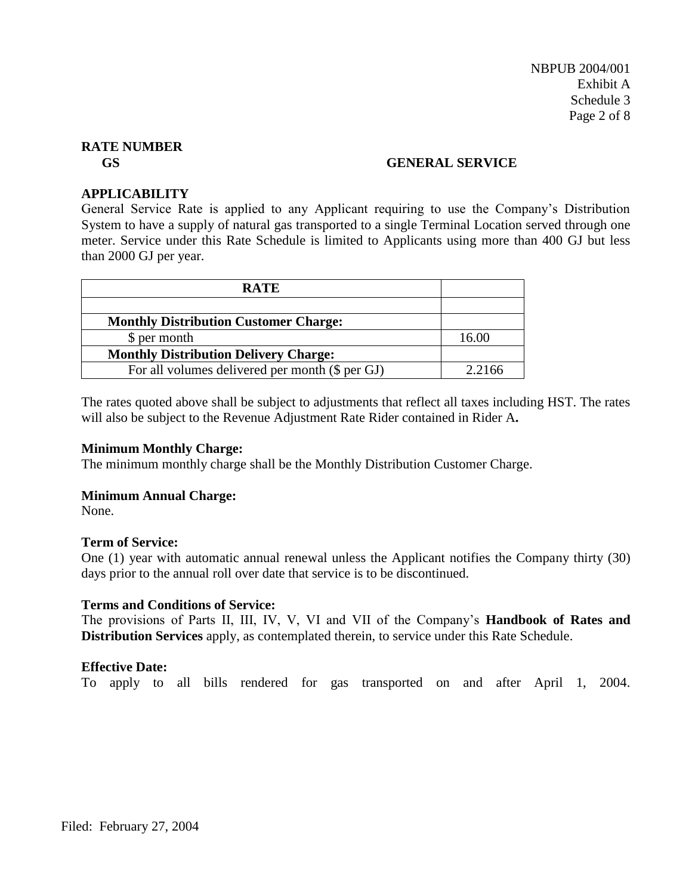NBPUB 2004/001
Exhibit A
Schedule 3

**RATE NUMBER**
**GS** **GENERAL SERVICE**

**APPLICABILITY**
General Service Rate is applied to any Applicant requiring to use the Company's Distribution System to have a supply of natural gas transported to a single Terminal Location served through one meter. Service under this Rate Schedule is limited to Applicants using more than 400 GJ but less than 2000 GJ per year.

| RATE | |
|---|---|
| | |
| **Monthly Distribution Customer Charge:** | |
| $ per month | 16.00 |
| **Monthly Distribution Delivery Charge:** | |
| For all volumes delivered per month ($ per GJ) | 2.2166 |

The rates quoted above shall be subject to adjustments that reflect all taxes including HST. The rates will also be subject to the Revenue Adjustment Rate Rider contained in Rider A**.**

**Minimum Monthly Charge:**
The minimum monthly charge shall be the Monthly Distribution Customer Charge.

**Minimum Annual Charge:**
None.

**Term of Service:**
One (1) year with automatic annual renewal unless the Applicant notifies the Company thirty (30) days prior to the annual roll over date that service is to be discontinued.

**Terms and Conditions of Service:**
The provisions of Parts II, III, IV, V, VI and VII of the Company's **Handbook of Rates and Distribution Services** apply, as contemplated therein, to service under this Rate Schedule.

**Effective Date:**
To apply to all bills rendered for gas transported on and after April 1, 2004.

Filed: February 27, 2004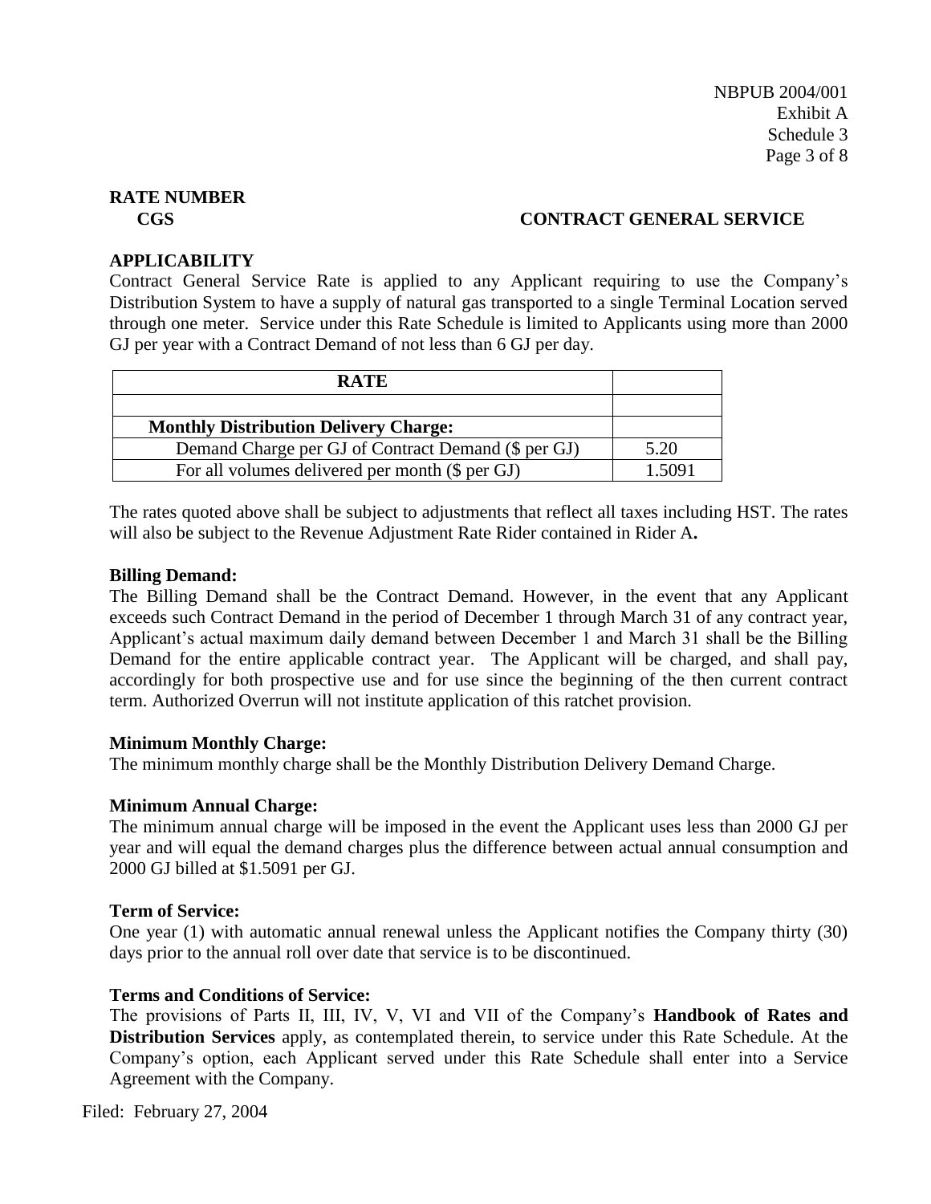## RATE NUMBER

**CGS** **CONTRACT GENERAL SERVICE**

### APPLICABILITY

Contract General Service Rate is applied to any Applicant requiring to use the Company's Distribution System to have a supply of natural gas transported to a single Terminal Location served through one meter. Service under this Rate Schedule is limited to Applicants using more than 2000 GJ per year with a Contract Demand of not less than 6 GJ per day.

| RATE | |
|---|---|
| | |
| **Monthly Distribution Delivery Charge:** | |
| Demand Charge per GJ of Contract Demand ($ per GJ) | 5.20 |
| For all volumes delivered per month ($ per GJ) | 1.5091 |

The rates quoted above shall be subject to adjustments that reflect all taxes including HST. The rates will also be subject to the Revenue Adjustment Rate Rider contained in Rider A**.**

**Billing Demand:**

The Billing Demand shall be the Contract Demand. However, in the event that any Applicant exceeds such Contract Demand in the period of December 1 through March 31 of any contract year, Applicant's actual maximum daily demand between December 1 and March 31 shall be the Billing Demand for the entire applicable contract year. The Applicant will be charged, and shall pay, accordingly for both prospective use and for use since the beginning of the then current contract term. Authorized Overrun will not institute application of this ratchet provision.

**Minimum Monthly Charge:**

The minimum monthly charge shall be the Monthly Distribution Delivery Demand Charge.

**Minimum Annual Charge:**

The minimum annual charge will be imposed in the event the Applicant uses less than 2000 GJ per year and will equal the demand charges plus the difference between actual annual consumption and 2000 GJ billed at $1.5091 per GJ.

**Term of Service:**

One year (1) with automatic annual renewal unless the Applicant notifies the Company thirty (30) days prior to the annual roll over date that service is to be discontinued.

**Terms and Conditions of Service:**

The provisions of Parts II, III, IV, V, VI and VII of the Company's **Handbook of Rates and Distribution Services** apply, as contemplated therein, to service under this Rate Schedule. At the Company's option, each Applicant served under this Rate Schedule shall enter into a Service Agreement with the Company.

Filed: February 27, 2004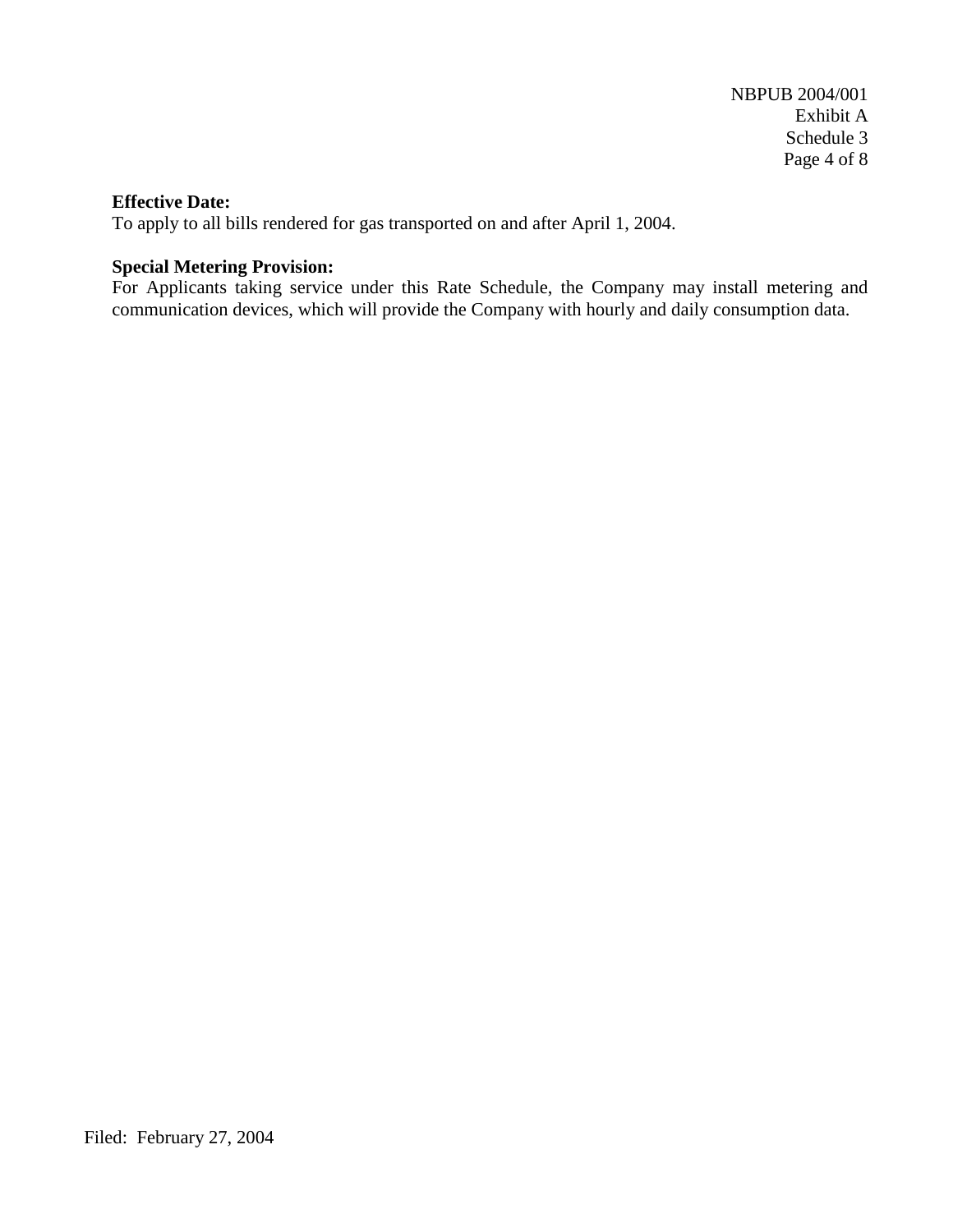**Effective Date:**
To apply to all bills rendered for gas transported on and after April 1, 2004.

**Special Metering Provision:**
For Applicants taking service under this Rate Schedule, the Company may install metering and communication devices, which will provide the Company with hourly and daily consumption data.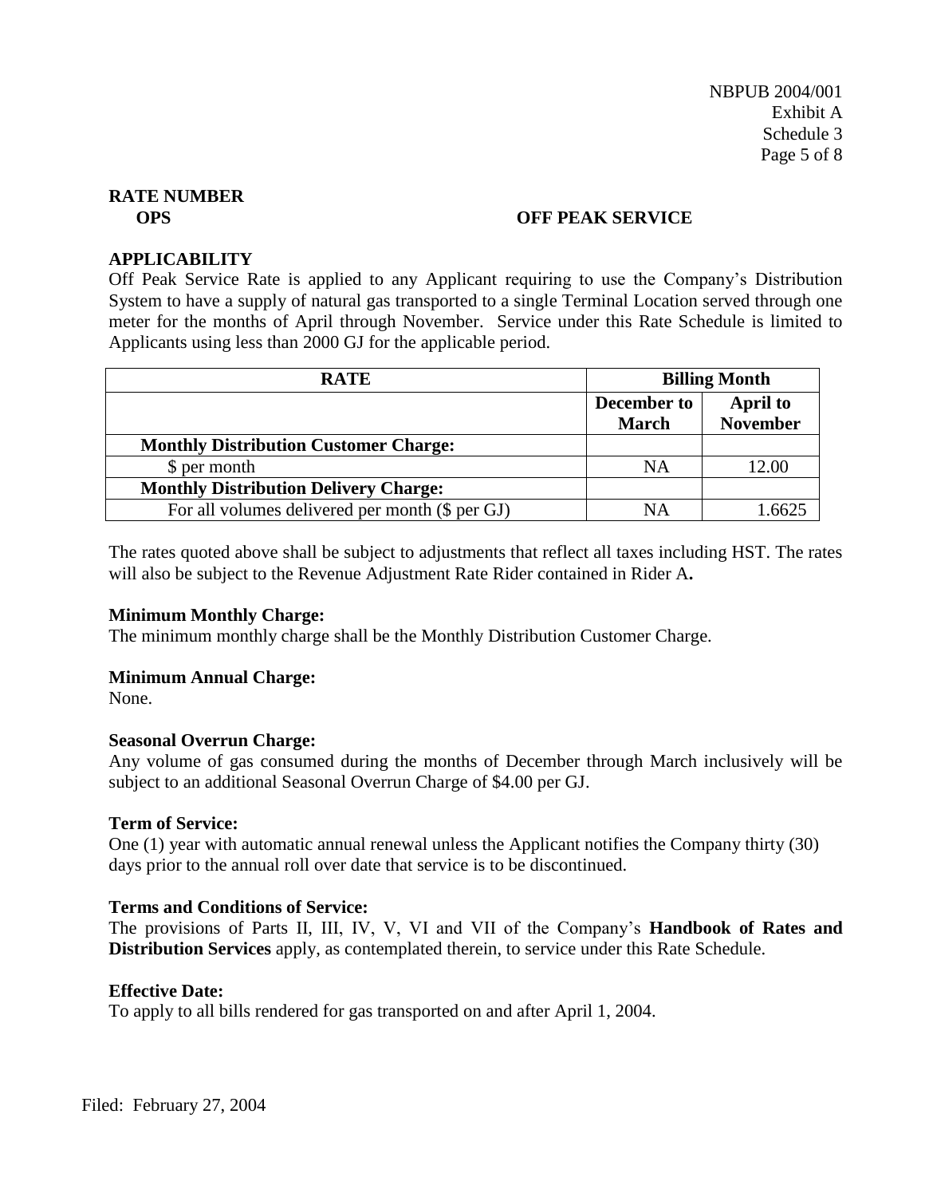NBPUB 2004/001
Exhibit A
Schedule 3

## RATE NUMBER

**OPS** **OFF PEAK SERVICE**

### APPLICABILITY

Off Peak Service Rate is applied to any Applicant requiring to use the Company's Distribution System to have a supply of natural gas transported to a single Terminal Location served through one meter for the months of April through November. Service under this Rate Schedule is limited to Applicants using less than 2000 GJ for the applicable period.

| RATE | Billing Month | |
|---|---|---|
| | **December to March** | **April to November** |
| **Monthly Distribution Customer Charge:** | | |
| $ per month | NA | 12.00 |
| **Monthly Distribution Delivery Charge:** | | |
| For all volumes delivered per month ($ per GJ) | NA | 1.6625 |

The rates quoted above shall be subject to adjustments that reflect all taxes including HST. The rates will also be subject to the Revenue Adjustment Rate Rider contained in Rider A**.**

**Minimum Monthly Charge:**
The minimum monthly charge shall be the Monthly Distribution Customer Charge.

**Minimum Annual Charge:**
None.

**Seasonal Overrun Charge:**
Any volume of gas consumed during the months of December through March inclusively will be subject to an additional Seasonal Overrun Charge of $4.00 per GJ.

**Term of Service:**
One (1) year with automatic annual renewal unless the Applicant notifies the Company thirty (30) days prior to the annual roll over date that service is to be discontinued.

**Terms and Conditions of Service:**
The provisions of Parts II, III, IV, V, VI and VII of the Company's **Handbook of Rates and Distribution Services** apply, as contemplated therein, to service under this Rate Schedule.

**Effective Date:**
To apply to all bills rendered for gas transported on and after April 1, 2004.

Filed: February 27, 2004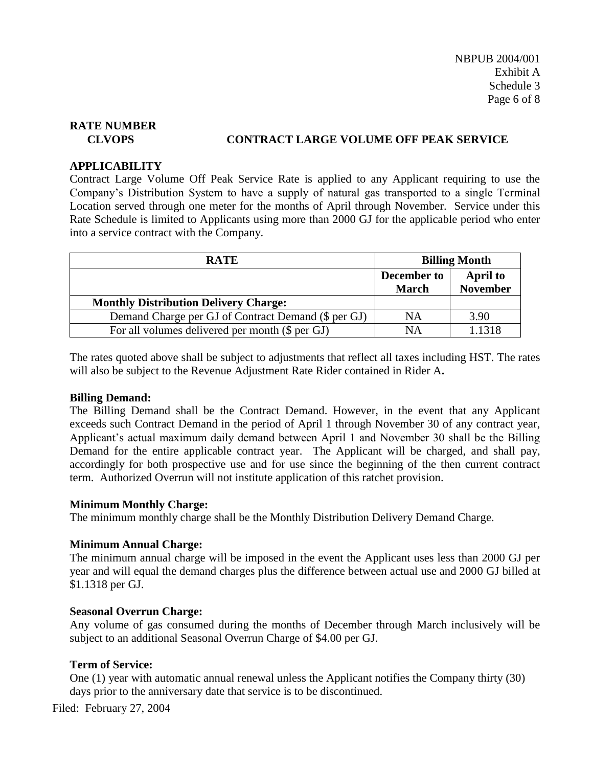NBPUB 2004/001
Exhibit A
Schedule 3

## RATE NUMBER

**CLVOPS CONTRACT LARGE VOLUME OFF PEAK SERVICE**

### APPLICABILITY

Contract Large Volume Off Peak Service Rate is applied to any Applicant requiring to use the Company's Distribution System to have a supply of natural gas transported to a single Terminal Location served through one meter for the months of April through November. Service under this Rate Schedule is limited to Applicants using more than 2000 GJ for the applicable period who enter into a service contract with the Company.

| RATE | Billing Month | |
|---|---|---|
| | **December to March** | **April to November** |
| **Monthly Distribution Delivery Charge:** | | |
| Demand Charge per GJ of Contract Demand ($ per GJ) | NA | 3.90 |
| For all volumes delivered per month ($ per GJ) | NA | 1.1318 |

The rates quoted above shall be subject to adjustments that reflect all taxes including HST. The rates will also be subject to the Revenue Adjustment Rate Rider contained in Rider A.

**Billing Demand:**
The Billing Demand shall be the Contract Demand. However, in the event that any Applicant exceeds such Contract Demand in the period of April 1 through November 30 of any contract year, Applicant's actual maximum daily demand between April 1 and November 30 shall be the Billing Demand for the entire applicable contract year. The Applicant will be charged, and shall pay, accordingly for both prospective use and for use since the beginning of the then current contract term. Authorized Overrun will not institute application of this ratchet provision.

**Minimum Monthly Charge:**
The minimum monthly charge shall be the Monthly Distribution Delivery Demand Charge.

**Minimum Annual Charge:**
The minimum annual charge will be imposed in the event the Applicant uses less than 2000 GJ per year and will equal the demand charges plus the difference between actual use and 2000 GJ billed at $1.1318 per GJ.

**Seasonal Overrun Charge:**
Any volume of gas consumed during the months of December through March inclusively will be subject to an additional Seasonal Overrun Charge of $4.00 per GJ.

**Term of Service:**
One (1) year with automatic annual renewal unless the Applicant notifies the Company thirty (30) days prior to the anniversary date that service is to be discontinued.

Filed: February 27, 2004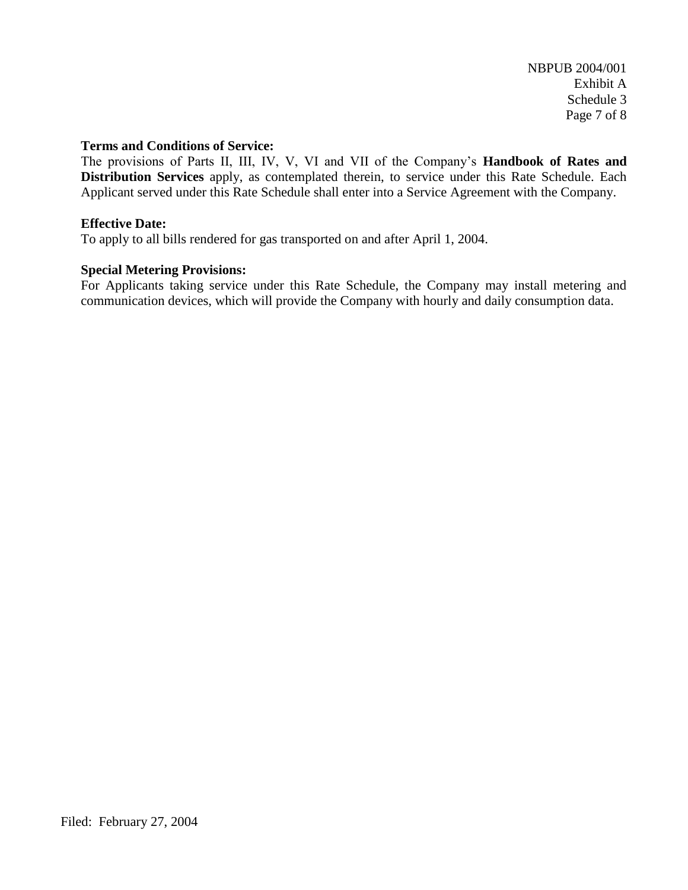**Terms and Conditions of Service:**
The provisions of Parts II, III, IV, V, VI and VII of the Company's **Handbook of Rates and Distribution Services** apply, as contemplated therein, to service under this Rate Schedule. Each Applicant served under this Rate Schedule shall enter into a Service Agreement with the Company.

**Effective Date:**
To apply to all bills rendered for gas transported on and after April 1, 2004.

**Special Metering Provisions:**
For Applicants taking service under this Rate Schedule, the Company may install metering and communication devices, which will provide the Company with hourly and daily consumption data.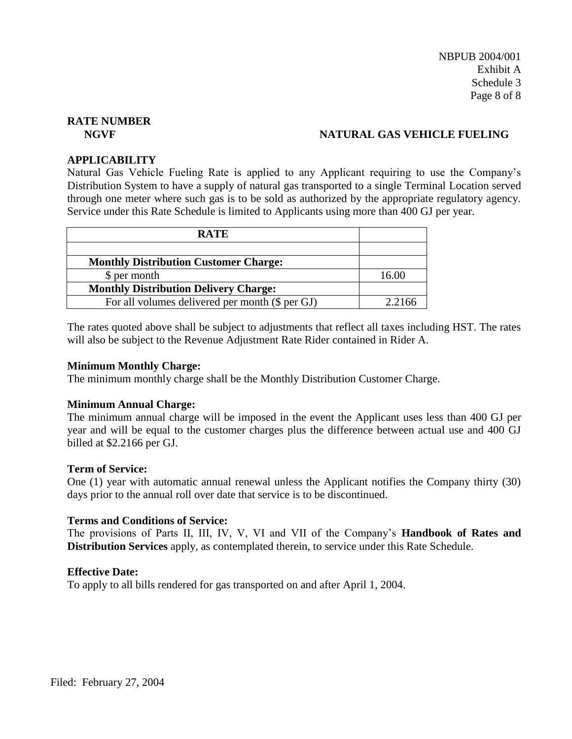NBPUB 2004/001
Exhibit A
Schedule 3

**RATE NUMBER**

**NGVF** **NATURAL GAS VEHICLE FUELING**

**APPLICABILITY**

Natural Gas Vehicle Fueling Rate is applied to any Applicant requiring to use the Company's Distribution System to have a supply of natural gas transported to a single Terminal Location served through one meter where such gas is to be sold as authorized by the appropriate regulatory agency. Service under this Rate Schedule is limited to Applicants using more than 400 GJ per year.

| RATE | |
|---|---|
| | |
| **Monthly Distribution Customer Charge:** | |
| $ per month | 16.00 |
| **Monthly Distribution Delivery Charge:** | |
| For all volumes delivered per month ($ per GJ) | 2.2166 |

The rates quoted above shall be subject to adjustments that reflect all taxes including HST. The rates will also be subject to the Revenue Adjustment Rate Rider contained in Rider A.

**Minimum Monthly Charge:**

The minimum monthly charge shall be the Monthly Distribution Customer Charge.

**Minimum Annual Charge:**

The minimum annual charge will be imposed in the event the Applicant uses less than 400 GJ per year and will be equal to the customer charges plus the difference between actual use and 400 GJ billed at $2.2166 per GJ.

**Term of Service:**

One (1) year with automatic annual renewal unless the Applicant notifies the Company thirty (30) days prior to the annual roll over date that service is to be discontinued.

**Terms and Conditions of Service:**

The provisions of Parts II, III, IV, V, VI and VII of the Company's **Handbook of Rates and Distribution Services** apply, as contemplated therein, to service under this Rate Schedule.

**Effective Date:**

To apply to all bills rendered for gas transported on and after April 1, 2004.

Filed: February 27, 2004